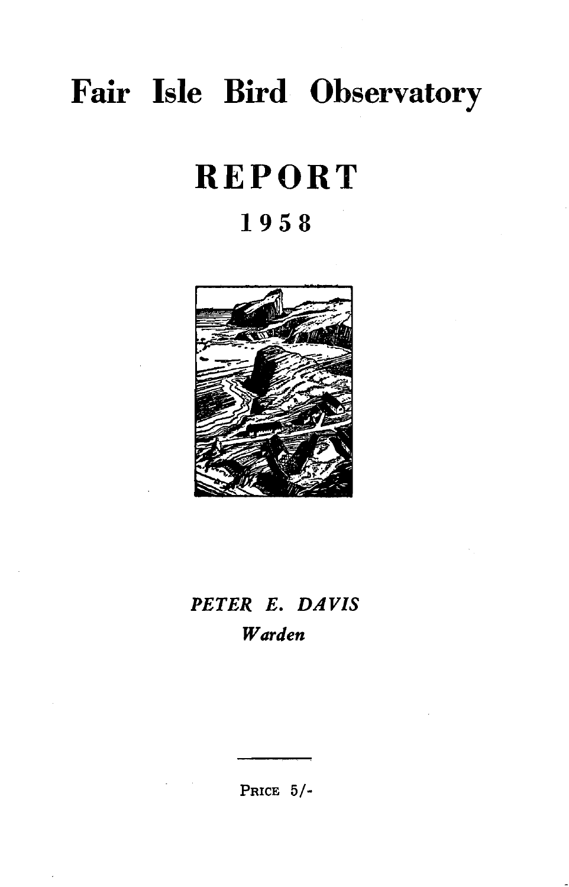# Fair Isle Bird Observatory

## REPORT

## 1958

*PETER E. DAVIS*
*Warden*

---

PRICE 5/-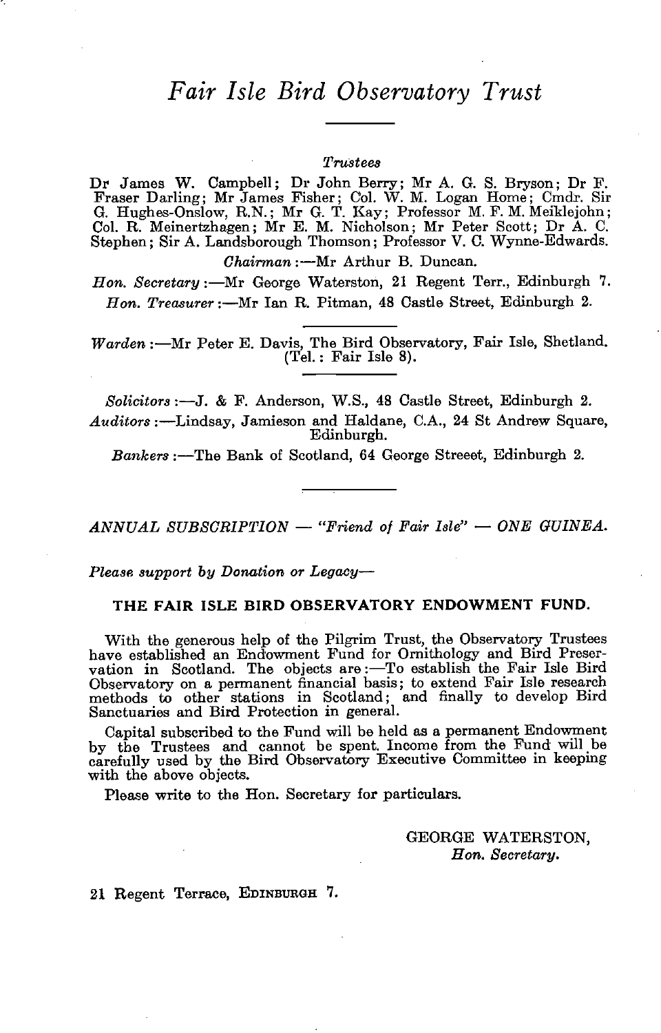# *Fair Isle Bird Observatory Trust*

*Trustees*

Dr James W. Campbell; Dr John Berry; Mr A. G. S. Bryson; Dr F. Fraser Darling; Mr James Fisher; Col. W. M. Logan Home; Cmdr. Sir G. Hughes-Onslow, R.N.; Mr G. T. Kay; Professor M. F. M. Meiklejohn; Col. R. Meinertzhagen; Mr E. M. Nicholson; Mr Peter Scott; Dr A. C. Stephen; Sir A. Landsborough Thomson; Professor V. C. Wynne-Edwards.

*Chairman* :—Mr Arthur B. Duncan.

*Hon. Secretary* :—Mr George Waterston, 21 Regent Terr., Edinburgh 7.

*Hon. Treasurer* :—Mr Ian R. Pitman, 48 Castle Street, Edinburgh 2.

---

*Warden* :—Mr Peter E. Davis, The Bird Observatory, Fair Isle, Shetland. (Tel.: Fair Isle 8).

---

*Solicitors* :—J. & F. Anderson, W.S., 48 Castle Street, Edinburgh 2.

*Auditors* :—Lindsay, Jamieson and Haldane, C.A., 24 St Andrew Square, Edinburgh.

*Bankers* :—The Bank of Scotland, 64 George Streeet, Edinburgh 2.

---

*ANNUAL SUBSCRIPTION — "Friend of Fair Isle" — ONE GUINEA.*

*Please support by Donation or Legacy—*

**THE FAIR ISLE BIRD OBSERVATORY ENDOWMENT FUND.**

With the generous help of the Pilgrim Trust, the Observatory Trustees have established an Endowment Fund for Ornithology and Bird Preservation in Scotland. The objects are:—To establish the Fair Isle Bird Observatory on a permanent financial basis; to extend Fair Isle research methods to other stations in Scotland; and finally to develop Bird Sanctuaries and Bird Protection in general.

Capital subscribed to the Fund will be held as a permanent Endowment by the Trustees and cannot be spent. Income from the Fund will be carefully used by the Bird Observatory Executive Committee in keeping with the above objects.

Please write to the Hon. Secretary for particulars.

GEORGE WATERSTON,
*Hon. Secretary.*

21 Regent Terrace, EDINBURGH 7.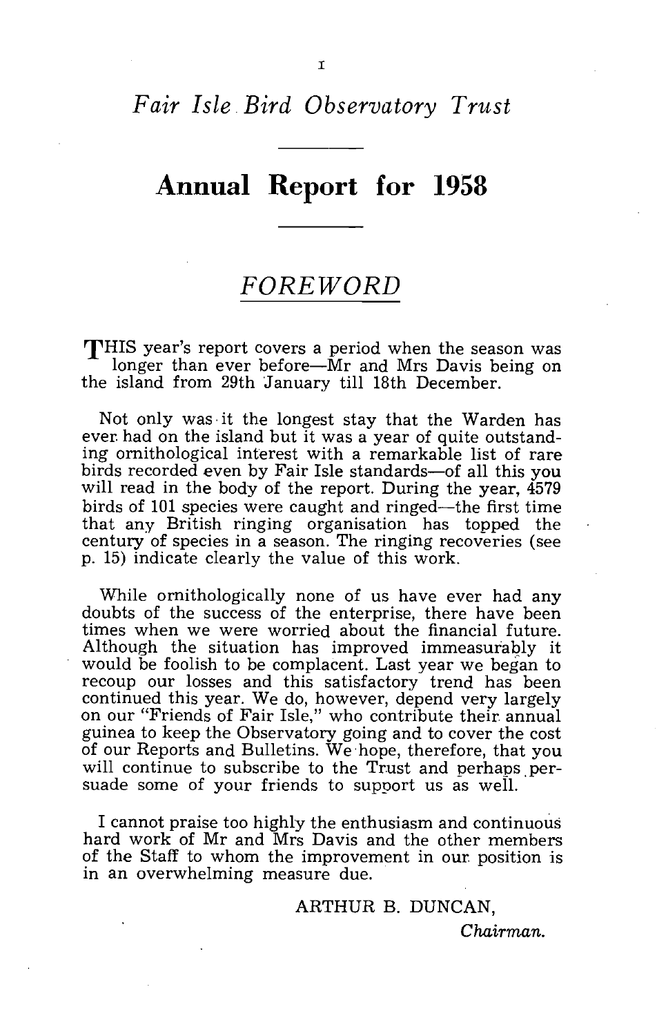*Fair Isle Bird Observatory Trust*

# Annual Report for 1958

## *FOREWORD*

THIS year's report covers a period when the season was longer than ever before—Mr and Mrs Davis being on the island from 29th January till 18th December.

Not only was it the longest stay that the Warden has ever had on the island but it was a year of quite outstanding ornithological interest with a remarkable list of rare birds recorded even by Fair Isle standards—of all this you will read in the body of the report. During the year, 4579 birds of 101 species were caught and ringed—the first time that any British ringing organisation has topped the century of species in a season. The ringing recoveries (see p. 15) indicate clearly the value of this work.

While ornithologically none of us have ever had any doubts of the success of the enterprise, there have been times when we were worried about the financial future. Although the situation has improved immeasurably it would be foolish to be complacent. Last year we began to recoup our losses and this satisfactory trend has been continued this year. We do, however, depend very largely on our "Friends of Fair Isle," who contribute their annual guinea to keep the Observatory going and to cover the cost of our Reports and Bulletins. We hope, therefore, that you will continue to subscribe to the Trust and perhaps persuade some of your friends to support us as well.

I cannot praise too highly the enthusiasm and continuous hard work of Mr and Mrs Davis and the other members of the Staff to whom the improvement in our position is in an overwhelming measure due.

ARTHUR B. DUNCAN,
*Chairman.*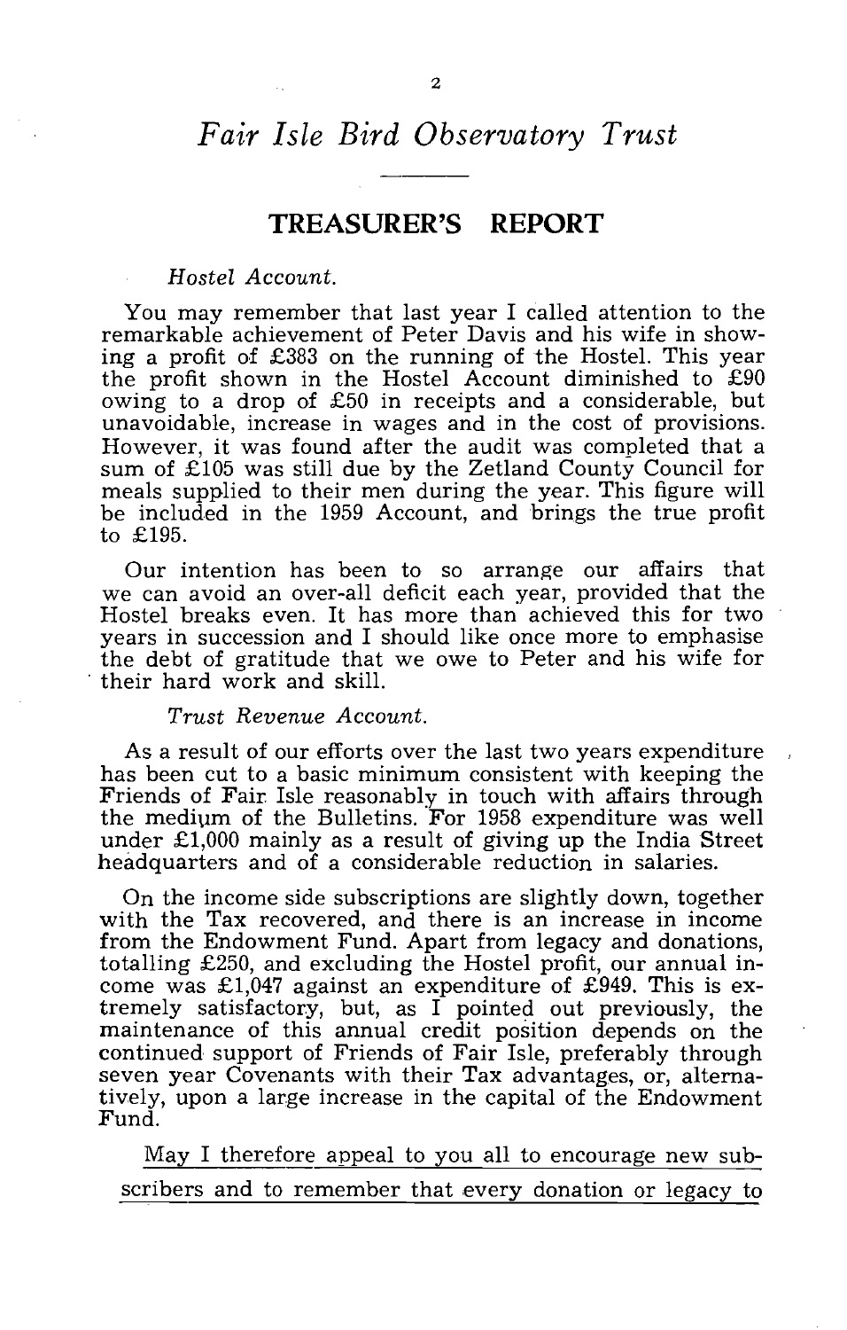# *Fair Isle Bird Observatory Trust*

## TREASURER'S REPORT

*Hostel Account.*

You may remember that last year I called attention to the remarkable achievement of Peter Davis and his wife in showing a profit of £383 on the running of the Hostel. This year the profit shown in the Hostel Account diminished to £90 owing to a drop of £50 in receipts and a considerable, but unavoidable, increase in wages and in the cost of provisions. However, it was found after the audit was completed that a sum of £105 was still due by the Zetland County Council for meals supplied to their men during the year. This figure will be included in the 1959 Account, and brings the true profit to £195.

Our intention has been to so arrange our affairs that we can avoid an over-all deficit each year, provided that the Hostel breaks even. It has more than achieved this for two years in succession and I should like once more to emphasise the debt of gratitude that we owe to Peter and his wife for their hard work and skill.

*Trust Revenue Account.*

As a result of our efforts over the last two years expenditure has been cut to a basic minimum consistent with keeping the Friends of Fair Isle reasonably in touch with affairs through the medium of the Bulletins. For 1958 expenditure was well under £1,000 mainly as a result of giving up the India Street headquarters and of a considerable reduction in salaries.

On the income side subscriptions are slightly down, together with the Tax recovered, and there is an increase in income from the Endowment Fund. Apart from legacy and donations, totalling £250, and excluding the Hostel profit, our annual income was £1,047 against an expenditure of £949. This is extremely satisfactory, but, as I pointed out previously, the maintenance of this annual credit position depends on the continued support of Friends of Fair Isle, preferably through seven year Covenants with their Tax advantages, or, alternatively, upon a large increase in the capital of the Endowment Fund.

May I therefore appeal to you all to encourage new subscribers and to remember that every donation or legacy to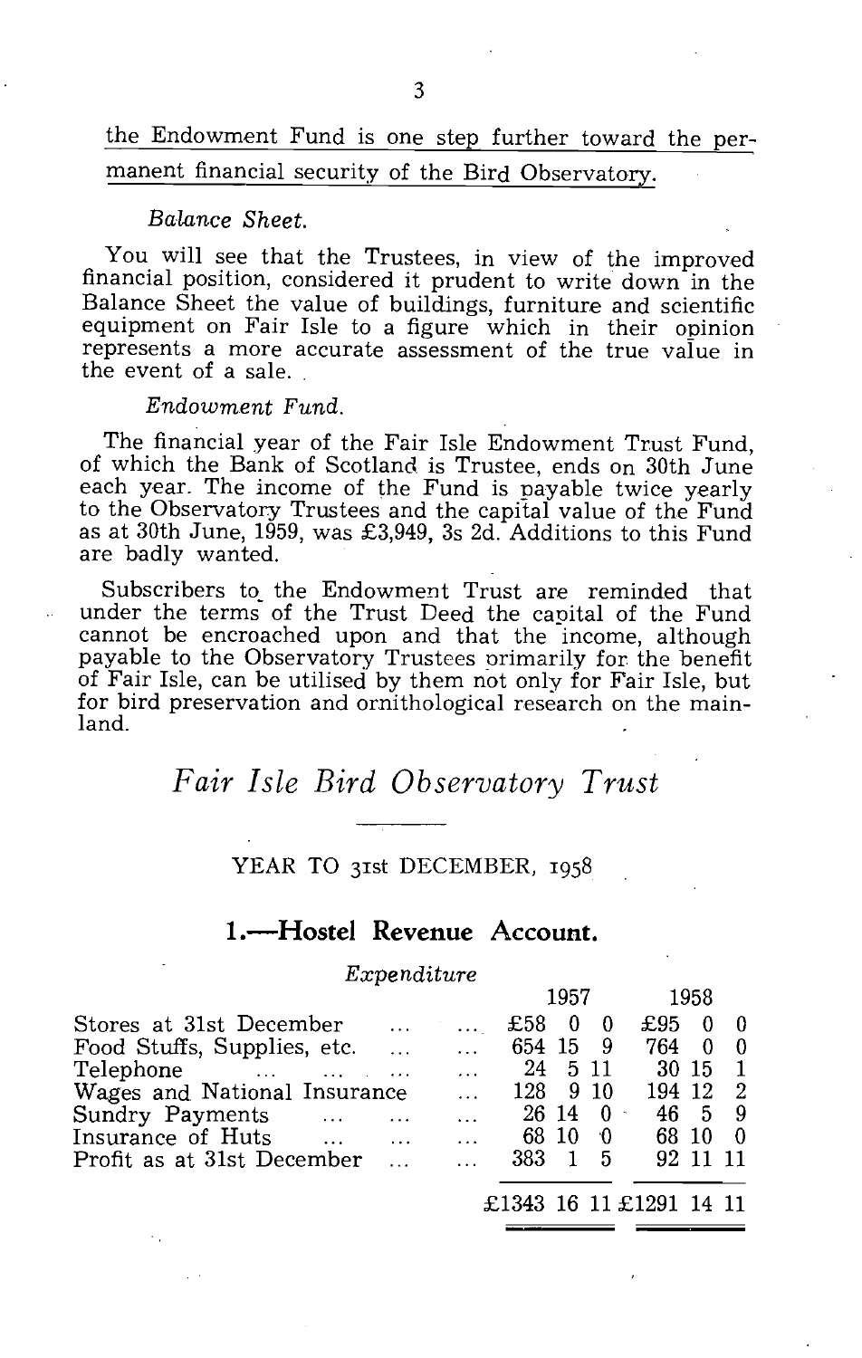the Endowment Fund is one step further toward the permanent financial security of the Bird Observatory.

*Balance Sheet.*

You will see that the Trustees, in view of the improved financial position, considered it prudent to write down in the Balance Sheet the value of buildings, furniture and scientific equipment on Fair Isle to a figure which in their opinion represents a more accurate assessment of the true value in the event of a sale.

*Endowment Fund.*

The financial year of the Fair Isle Endowment Trust Fund, of which the Bank of Scotland is Trustee, ends on 30th June each year. The income of the Fund is payable twice yearly to the Observatory Trustees and the capital value of the Fund as at 30th June, 1959, was £3,949, 3s 2d. Additions to this Fund are badly wanted.

Subscribers to the Endowment Trust are reminded that under the terms of the Trust Deed the capital of the Fund cannot be encroached upon and that the income, although payable to the Observatory Trustees primarily for the benefit of Fair Isle, can be utilised by them not only for Fair Isle, but for bird preservation and ornithological research on the mainland.

# *Fair Isle Bird Observatory Trust*

YEAR TO 31st DECEMBER, 1958

## 1.—Hostel Revenue Account.

*Expenditure*

| | 1957 | 1958 |
|---|---|---|
| Stores at 31st December | £58 0 0 | £95 0 0 |
| Food Stuffs, Supplies, etc. | 654 15 9 | 764 0 0 |
| Telephone | 24 5 11 | 30 15 1 |
| Wages and National Insurance | 128 9 10 | 194 12 2 |
| Sundry Payments | 26 14 0 | 46 5 9 |
| Insurance of Huts | 68 10 0 | 68 10 0 |
| Profit as at 31st December | 383 1 5 | 92 11 11 |
| | £1343 16 11 | £1291 14 11 |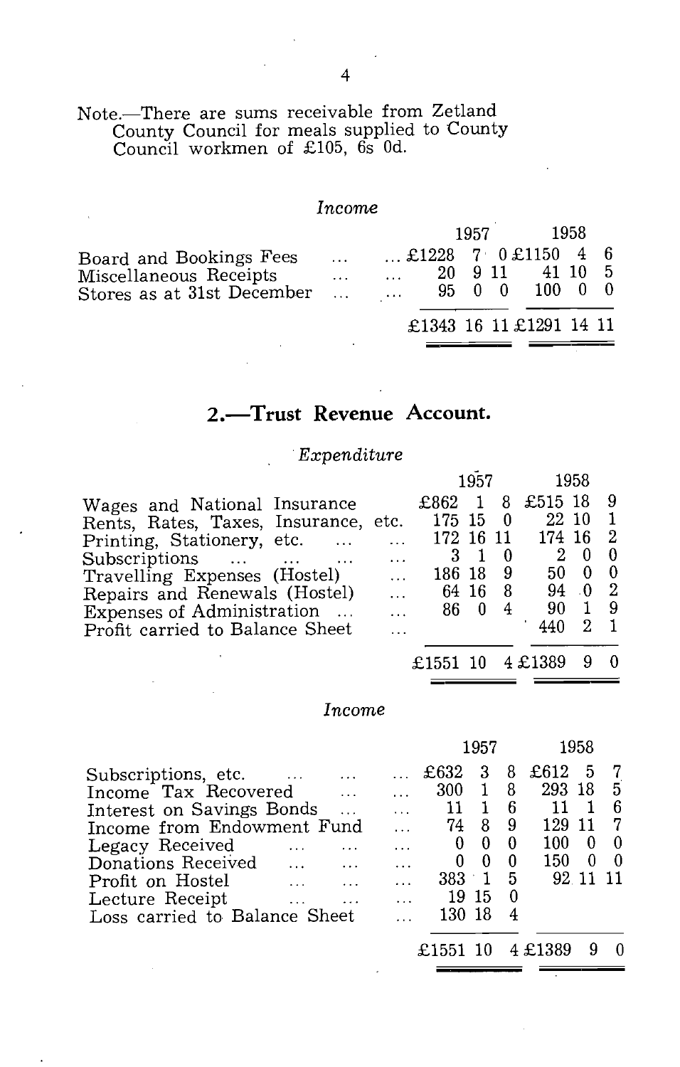Note.—There are sums receivable from Zetland County Council for meals supplied to County Council workmen of £105, 6s 0d.

*Income*

| | 1957 | 1958 |
|---|---|---|
| Board and Bookings Fees ... ... | £1228 7 0 | £1150 4 6 |
| Miscellaneous Receipts ... ... | 20 9 11 | 41 10 5 |
| Stores as at 31st December ... ... | 95 0 0 | 100 0 0 |
| | £1343 16 11 | £1291 14 11 |

## 2.—Trust Revenue Account.

*Expenditure*

| | 1957 | 1958 |
|---|---|---|
| Wages and National Insurance | £862 1 8 | £515 18 9 |
| Rents, Rates, Taxes, Insurance, etc. | 175 15 0 | 22 10 1 |
| Printing, Stationery, etc. ... ... | 172 16 11 | 174 16 2 |
| Subscriptions ... ... ... ... | 3 1 0 | 2 0 0 |
| Travelling Expenses (Hostel) ... | 186 18 9 | 50 0 0 |
| Repairs and Renewals (Hostel) ... | 64 16 8 | 94 0 2 |
| Expenses of Administration ... ... | 86 0 4 | 90 1 9 |
| Profit carried to Balance Sheet ... | | 440 2 1 |
| | £1551 10 4 | £1389 9 0 |

*Income*

| | 1957 | 1958 |
|---|---|---|
| Subscriptions, etc. ... ... ... | £632 3 8 | £612 5 7 |
| Income Tax Recovered ... ... | 300 1 8 | 293 18 5 |
| Interest on Savings Bonds ... ... | 11 1 6 | 11 1 6 |
| Income from Endowment Fund ... | 74 8 9 | 129 11 7 |
| Legacy Received ... ... ... | 0 0 0 | 100 0 0 |
| Donations Received ... ... ... | 0 0 0 | 150 0 0 |
| Profit on Hostel ... ... ... | 383 1 5 | 92 11 11 |
| Lecture Receipt ... ... ... | 19 15 0 | |
| Loss carried to Balance Sheet ... | 130 18 4 | |
| | £1551 10 4 | £1389 9 0 |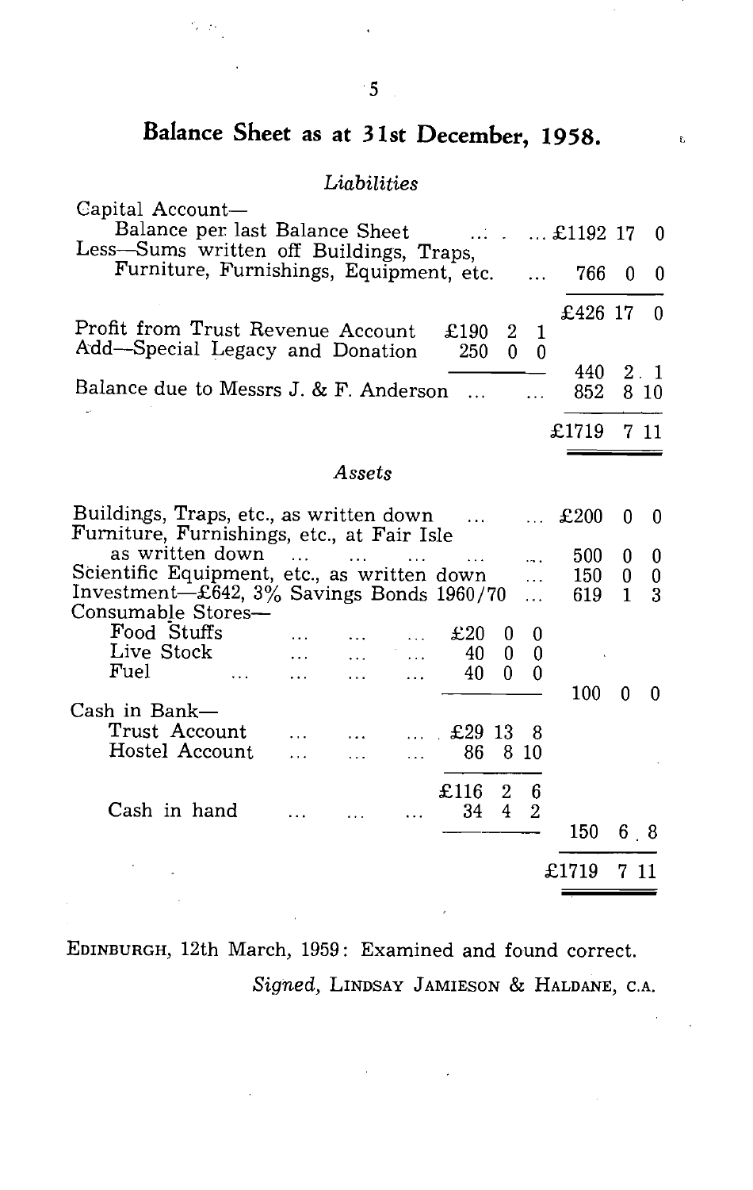# Balance Sheet as at 31st December, 1958.

*Liabilities*

| | | | | | | |
|---|---|---|---|---|---|---|
| Capital Account— | | | | | | |
| Balance per last Balance Sheet | | | | £1192 | 17 | 0 |
| Less—Sums written off Buildings, Traps, Furniture, Furnishings, Equipment, etc. | | | | 766 | 0 | 0 |
| | | | | £426 | 17 | 0 |
| Profit from Trust Revenue Account | £190 | 2 | 1 | | | |
| Add—Special Legacy and Donation | 250 | 0 | 0 | | | |
| | | | | 440 | 2 | 1 |
| Balance due to Messrs J. & F. Anderson | | | | 852 | 8 | 10 |
| | | | | £1719 | 7 | 11 |

*Assets*

| | | | | | | |
|---|---|---|---|---|---|---|
| Buildings, Traps, etc., as written down | | | | £200 | 0 | 0 |
| Furniture, Furnishings, etc., at Fair Isle as written down | | | | 500 | 0 | 0 |
| Scientific Equipment, etc., as written down | | | | 150 | 0 | 0 |
| Investment—£642, 3% Savings Bonds 1960/70 | | | | 619 | 1 | 3 |
| Consumable Stores— | | | | | | |
| Food Stuffs | £20 | 0 | 0 | | | |
| Live Stock | 40 | 0 | 0 | | | |
| Fuel | 40 | 0 | 0 | | | |
| | | | | 100 | 0 | 0 |
| Cash in Bank— | | | | | | |
| Trust Account | £29 | 13 | 8 | | | |
| Hostel Account | 86 | 8 | 10 | | | |
| | £116 | 2 | 6 | | | |
| Cash in hand | 34 | 4 | 2 | | | |
| | | | | 150 | 6 | 8 |
| | | | | £1719 | 7 | 11 |

EDINBURGH, 12th March, 1959: Examined and found correct.

*Signed,* LINDSAY JAMIESON & HALDANE, C.A.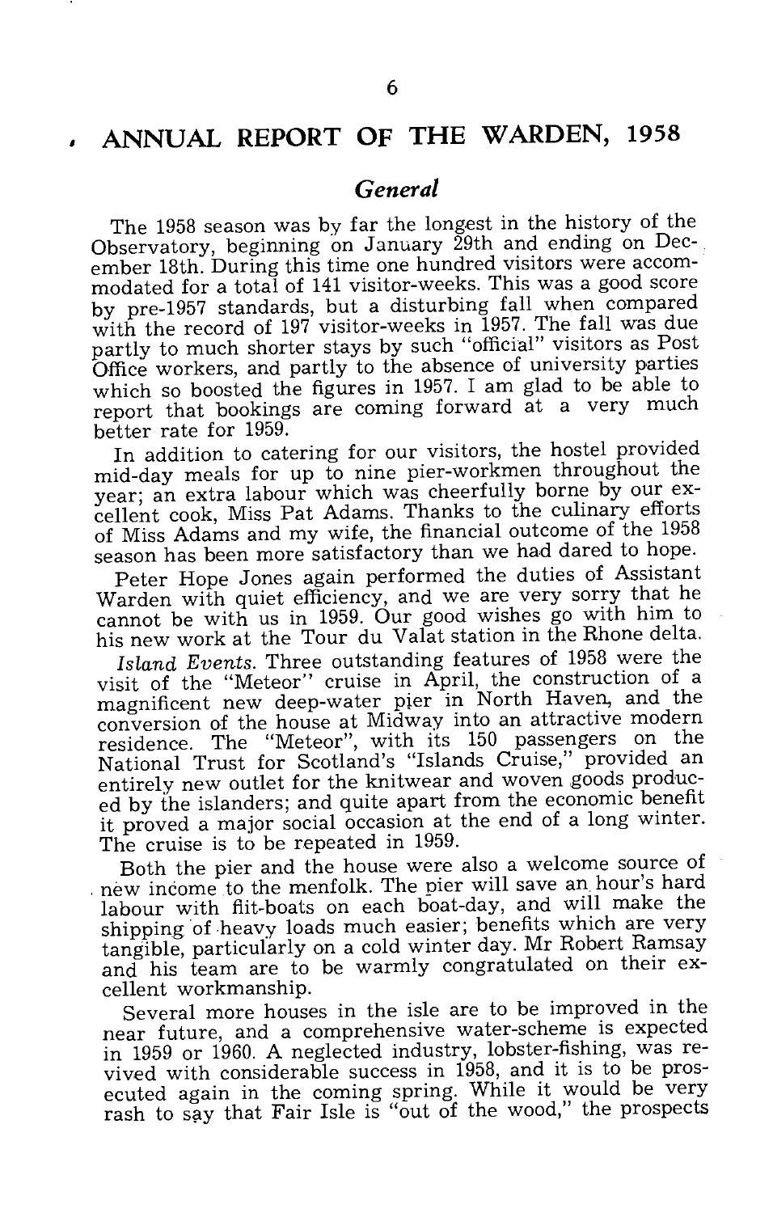# ANNUAL REPORT OF THE WARDEN, 1958

## *General*

The 1958 season was by far the longest in the history of the Observatory, beginning on January 29th and ending on December 18th. During this time one hundred visitors were accommodated for a total of 141 visitor-weeks. This was a good score by pre-1957 standards, but a disturbing fall when compared with the record of 197 visitor-weeks in 1957. The fall was due partly to much shorter stays by such "official" visitors as Post Office workers, and partly to the absence of university parties which so boosted the figures in 1957. I am glad to be able to report that bookings are coming forward at a very much better rate for 1959.

In addition to catering for our visitors, the hostel provided mid-day meals for up to nine pier-workmen throughout the year; an extra labour which was cheerfully borne by our excellent cook, Miss Pat Adams. Thanks to the culinary efforts of Miss Adams and my wife, the financial outcome of the 1958 season has been more satisfactory than we had dared to hope.

Peter Hope Jones again performed the duties of Assistant Warden with quiet efficiency, and we are very sorry that he cannot be with us in 1959. Our good wishes go with him to his new work at the Tour du Valat station in the Rhone delta.

*Island Events.* Three outstanding features of 1958 were the visit of the "Meteor" cruise in April, the construction of a magnificent new deep-water pier in North Haven, and the conversion of the house at Midway into an attractive modern residence. The "Meteor", with its 150 passengers on the National Trust for Scotland's "Islands Cruise," provided an entirely new outlet for the knitwear and woven goods produced by the islanders; and quite apart from the economic benefit it proved a major social occasion at the end of a long winter. The cruise is to be repeated in 1959.

Both the pier and the house were also a welcome source of new income to the menfolk. The pier will save an hour's hard labour with flit-boats on each boat-day, and will make the shipping of heavy loads much easier; benefits which are very tangible, particularly on a cold winter day. Mr Robert Ramsay and his team are to be warmly congratulated on their excellent workmanship.

Several more houses in the isle are to be improved in the near future, and a comprehensive water-scheme is expected in 1959 or 1960. A neglected industry, lobster-fishing, was revived with considerable success in 1958, and it is to be prosecuted again in the coming spring. While it would be very rash to say that Fair Isle is "out of the wood," the prospects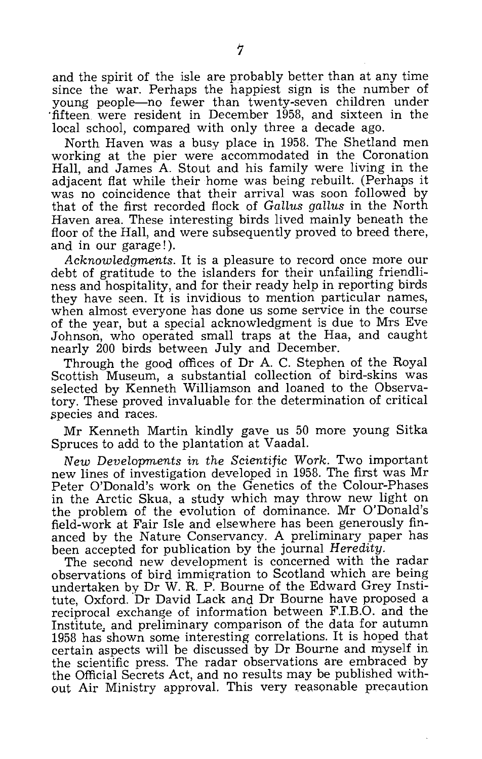and the spirit of the isle are probably better than at any time since the war. Perhaps the happiest sign is the number of young people—no fewer than twenty-seven children under fifteen were resident in December 1958, and sixteen in the local school, compared with only three a decade ago.

North Haven was a busy place in 1958. The Shetland men working at the pier were accommodated in the Coronation Hall, and James A. Stout and his family were living in the adjacent flat while their home was being rebuilt. (Perhaps it was no coincidence that their arrival was soon followed by that of the first recorded flock of *Gallus gallus* in the North Haven area. These interesting birds lived mainly beneath the floor of the Hall, and were subsequently proved to breed there, and in our garage!).

*Acknowledgments.* It is a pleasure to record once more our debt of gratitude to the islanders for their unfailing friendliness and hospitality, and for their ready help in reporting birds they have seen. It is invidious to mention particular names, when almost everyone has done us some service in the course of the year, but a special acknowledgment is due to Mrs Eve Johnson, who operated small traps at the Haa, and caught nearly 200 birds between July and December.

Through the good offices of Dr A. C. Stephen of the Royal Scottish Museum, a substantial collection of bird-skins was selected by Kenneth Williamson and loaned to the Observatory. These proved invaluable for the determination of critical species and races.

Mr Kenneth Martin kindly gave us 50 more young Sitka Spruces to add to the plantation at Vaadal.

*New Developments in the Scientific Work.* Two important new lines of investigation developed in 1958. The first was Mr Peter O'Donald's work on the Genetics of the Colour-Phases in the Arctic Skua, a study which may throw new light on the problem of the evolution of dominance. Mr O'Donald's field-work at Fair Isle and elsewhere has been generously financed by the Nature Conservancy. A preliminary paper has been accepted for publication by the journal *Heredity.*

The second new development is concerned with the radar observations of bird immigration to Scotland which are being undertaken by Dr W. R. P. Bourne of the Edward Grey Institute, Oxford. Dr David Lack and Dr Bourne have proposed a reciprocal exchange of information between F.I.B.O. and the Institute, and preliminary comparison of the data for autumn 1958 has shown some interesting correlations. It is hoped that certain aspects will be discussed by Dr Bourne and myself in the scientific press. The radar observations are embraced by the Official Secrets Act, and no results may be published without Air Ministry approval. This very reasonable precaution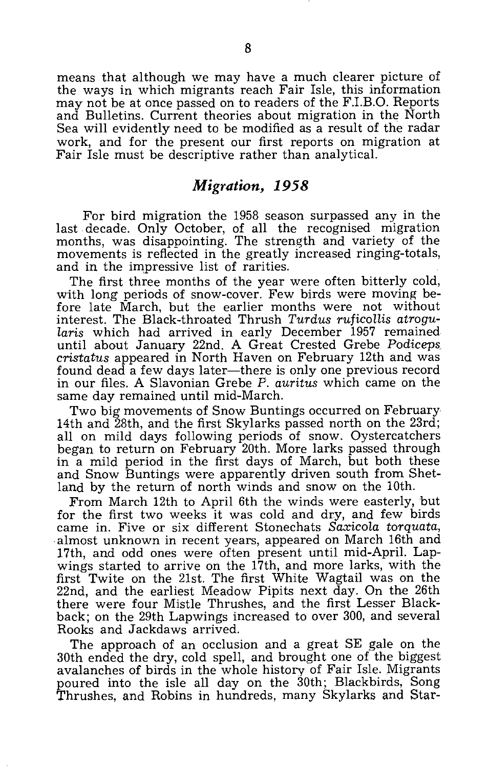means that although we may have a much clearer picture of the ways in which migrants reach Fair Isle, this information may not be at once passed on to readers of the F.I.B.O. Reports and Bulletins. Current theories about migration in the North Sea will evidently need to be modified as a result of the radar work, and for the present our first reports on migration at Fair Isle must be descriptive rather than analytical.

## *Migration, 1958*

For bird migration the 1958 season surpassed any in the last decade. Only October, of all the recognised migration months, was disappointing. The strength and variety of the movements is reflected in the greatly increased ringing-totals, and in the impressive list of rarities.

The first three months of the year were often bitterly cold, with long periods of snow-cover. Few birds were moving before late March, but the earlier months were not without interest. The Black-throated Thrush *Turdus ruficollis atrogularis* which had arrived in early December 1957 remained until about January 22nd. A Great Crested Grebe *Podiceps cristatus* appeared in North Haven on February 12th and was found dead a few days later—there is only one previous record in our files. A Slavonian Grebe *P. auritus* which came on the same day remained until mid-March.

Two big movements of Snow Buntings occurred on February 14th and 28th, and the first Skylarks passed north on the 23rd; all on mild days following periods of snow. Oystercatchers began to return on February 20th. More larks passed through in a mild period in the first days of March, but both these and Snow Buntings were apparently driven south from Shetland by the return of north winds and snow on the 10th.

From March 12th to April 6th the winds were easterly, but for the first two weeks it was cold and dry, and few birds came in. Five or six different Stonechats *Saxicola torquata*, almost unknown in recent years, appeared on March 16th and 17th, and odd ones were often present until mid-April. Lapwings started to arrive on the 17th, and more larks, with the first Twite on the 21st. The first White Wagtail was on the 22nd, and the earliest Meadow Pipits next day. On the 26th there were four Mistle Thrushes, and the first Lesser Blackback; on the 29th Lapwings increased to over 300, and several Rooks and Jackdaws arrived.

The approach of an occlusion and a great SE gale on the 30th ended the dry, cold spell, and brought one of the biggest avalanches of birds in the whole history of Fair Isle. Migrants poured into the isle all day on the 30th; Blackbirds, Song Thrushes, and Robins in hundreds, many Skylarks and Star-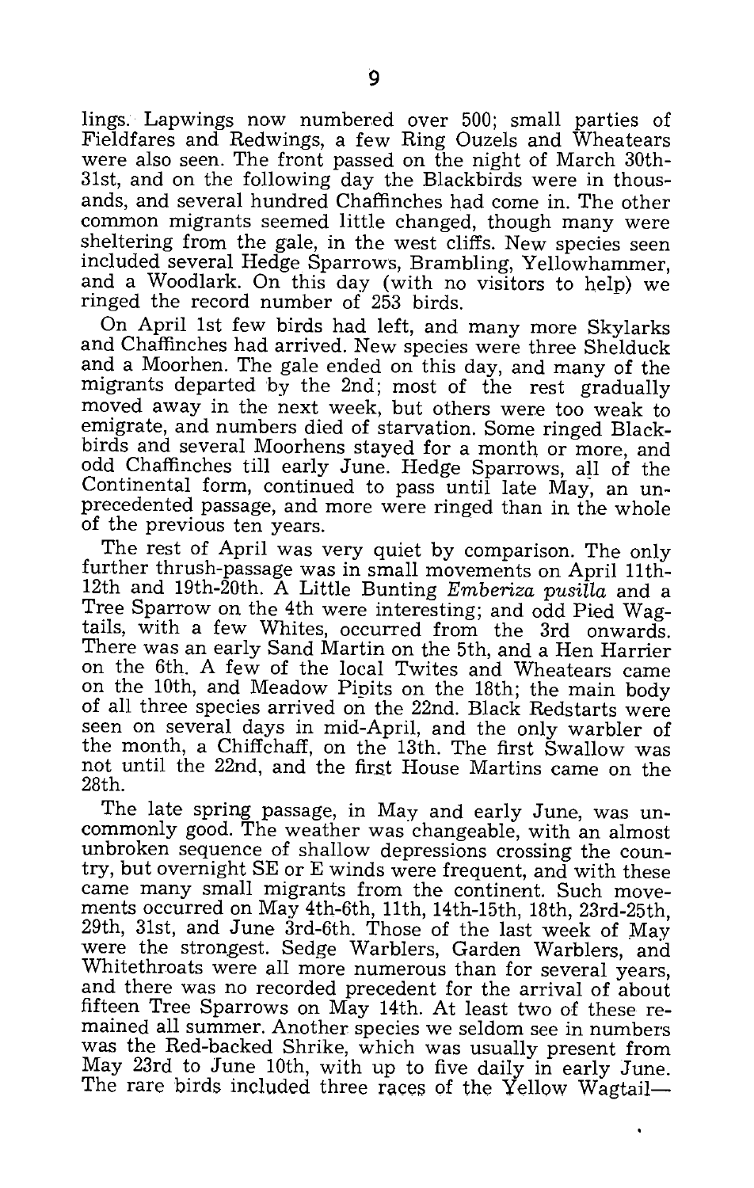lings. Lapwings now numbered over 500; small parties of Fieldfares and Redwings, a few Ring Ouzels and Wheatears were also seen. The front passed on the night of March 30th-31st, and on the following day the Blackbirds were in thousands, and several hundred Chaffinches had come in. The other common migrants seemed little changed, though many were sheltering from the gale, in the west cliffs. New species seen included several Hedge Sparrows, Brambling, Yellowhammer, and a Woodlark. On this day (with no visitors to help) we ringed the record number of 253 birds.

On April 1st few birds had left, and many more Skylarks and Chaffinches had arrived. New species were three Shelduck and a Moorhen. The gale ended on this day, and many of the migrants departed by the 2nd; most of the rest gradually moved away in the next week, but others were too weak to emigrate, and numbers died of starvation. Some ringed Blackbirds and several Moorhens stayed for a month or more, and odd Chaffinches till early June. Hedge Sparrows, all of the Continental form, continued to pass until late May, an unprecedented passage, and more were ringed than in the whole of the previous ten years.

The rest of April was very quiet by comparison. The only further thrush-passage was in small movements on April 11th-12th and 19th-20th. A Little Bunting *Emberiza pusilla* and a Tree Sparrow on the 4th were interesting; and odd Pied Wagtails, with a few Whites, occurred from the 3rd onwards. There was an early Sand Martin on the 5th, and a Hen Harrier on the 6th. A few of the local Twites and Wheatears came on the 10th, and Meadow Pipits on the 18th; the main body of all three species arrived on the 22nd. Black Redstarts were seen on several days in mid-April, and the only warbler of the month, a Chiffchaff, on the 13th. The first Swallow was not until the 22nd, and the first House Martins came on the 28th.

The late spring passage, in May and early June, was uncommonly good. The weather was changeable, with an almost unbroken sequence of shallow depressions crossing the country, but overnight SE or E winds were frequent, and with these came many small migrants from the continent. Such movements occurred on May 4th-6th, 11th, 14th-15th, 18th, 23rd-25th, 29th, 31st, and June 3rd-6th. Those of the last week of May were the strongest. Sedge Warblers, Garden Warblers, and Whitethroats were all more numerous than for several years, and there was no recorded precedent for the arrival of about fifteen Tree Sparrows on May 14th. At least two of these remained all summer. Another species we seldom see in numbers was the Red-backed Shrike, which was usually present from May 23rd to June 10th, with up to five daily in early June. The rare birds included three races of the Yellow Wagtail—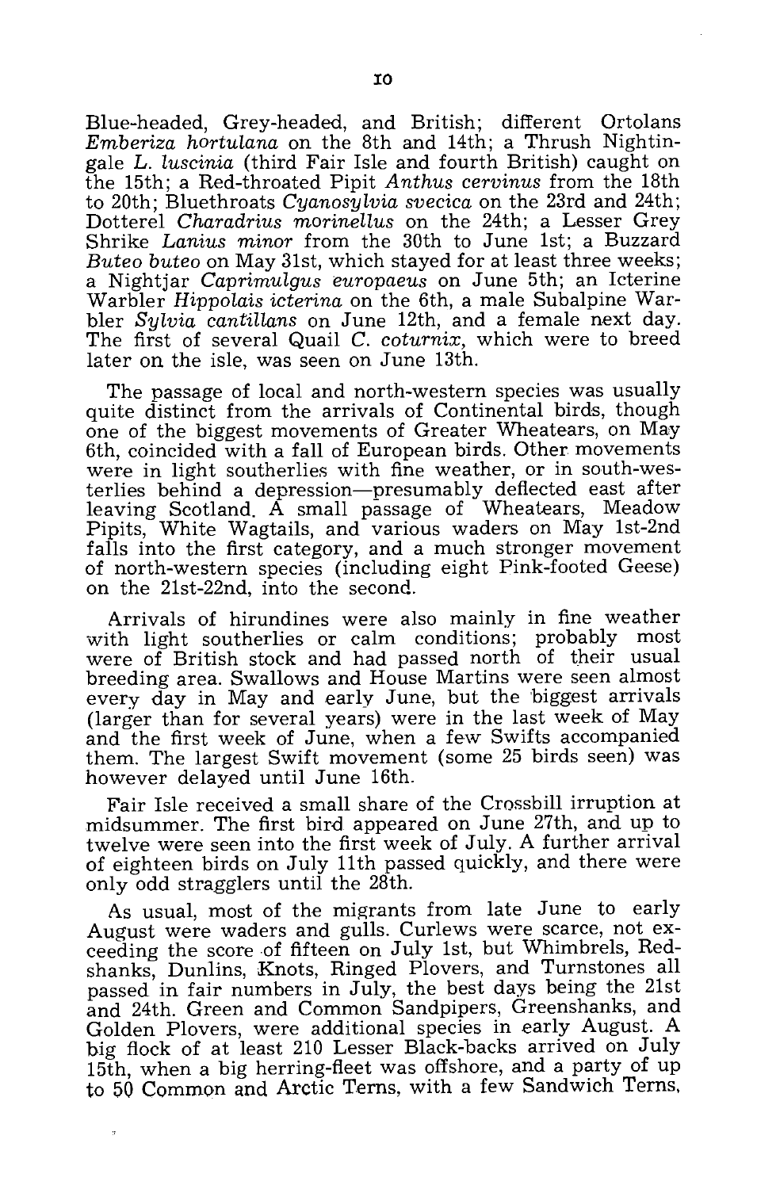Blue-headed, Grey-headed, and British; different Ortolans *Emberiza hortulana* on the 8th and 14th; a Thrush Nightingale *L. luscinia* (third Fair Isle and fourth British) caught on the 15th; a Red-throated Pipit *Anthus cervinus* from the 18th to 20th; Bluethroats *Cyanosylvia svecica* on the 23rd and 24th; Dotterel *Charadrius morinellus* on the 24th; a Lesser Grey Shrike *Lanius minor* from the 30th to June 1st; a Buzzard *Buteo buteo* on May 31st, which stayed for at least three weeks; a Nightjar *Caprimulgus europaeus* on June 5th; an Icterine Warbler *Hippolais icterina* on the 6th, a male Subalpine Warbler *Sylvia cantillans* on June 12th, and a female next day. The first of several Quail *C. coturnix*, which were to breed later on the isle, was seen on June 13th.

The passage of local and north-western species was usually quite distinct from the arrivals of Continental birds, though one of the biggest movements of Greater Wheatears, on May 6th, coincided with a fall of European birds. Other movements were in light southerlies with fine weather, or in south-westerlies behind a depression—presumably deflected east after leaving Scotland. A small passage of Wheatears, Meadow Pipits, White Wagtails, and various waders on May 1st-2nd falls into the first category, and a much stronger movement of north-western species (including eight Pink-footed Geese) on the 21st-22nd, into the second.

Arrivals of hirundines were also mainly in fine weather with light southerlies or calm conditions; probably most were of British stock and had passed north of their usual breeding area. Swallows and House Martins were seen almost every day in May and early June, but the biggest arrivals (larger than for several years) were in the last week of May and the first week of June, when a few Swifts accompanied them. The largest Swift movement (some 25 birds seen) was however delayed until June 16th.

Fair Isle received a small share of the Crossbill irruption at midsummer. The first bird appeared on June 27th, and up to twelve were seen into the first week of July. A further arrival of eighteen birds on July 11th passed quickly, and there were only odd stragglers until the 28th.

As usual, most of the migrants from late June to early August were waders and gulls. Curlews were scarce, not exceeding the score of fifteen on July 1st, but Whimbrels, Redshanks, Dunlins, Knots, Ringed Plovers, and Turnstones all passed in fair numbers in July, the best days being the 21st and 24th. Green and Common Sandpipers, Greenshanks, and Golden Plovers, were additional species in early August. A big flock of at least 210 Lesser Black-backs arrived on July 15th, when a big herring-fleet was offshore, and a party of up to 50 Common and Arctic Terns, with a few Sandwich Terns,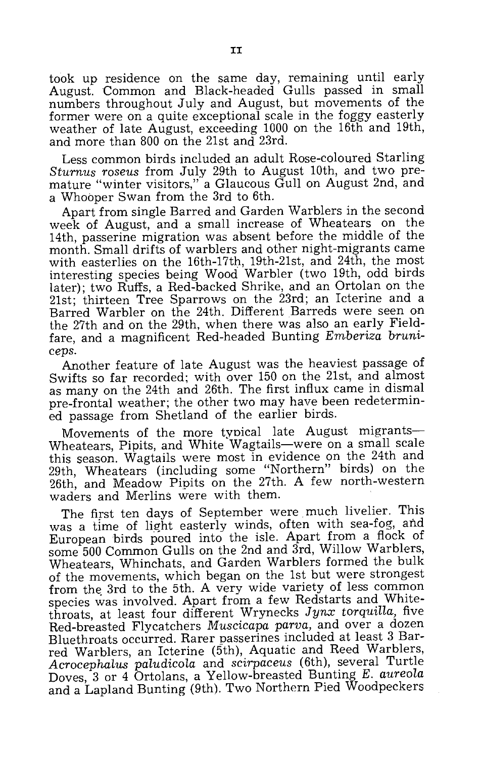took up residence on the same day, remaining until early August. Common and Black-headed Gulls passed in small numbers throughout July and August, but movements of the former were on a quite exceptional scale in the foggy easterly weather of late August, exceeding 1000 on the 16th and 19th, and more than 800 on the 21st and 23rd.

Less common birds included an adult Rose-coloured Starling *Sturnus roseus* from July 29th to August 10th, and two premature "winter visitors," a Glaucous Gull on August 2nd, and a Whooper Swan from the 3rd to 6th.

Apart from single Barred and Garden Warblers in the second week of August, and a small increase of Wheatears on the 14th, passerine migration was absent before the middle of the month. Small drifts of warblers and other night-migrants came with easterlies on the 16th-17th, 19th-21st, and 24th, the most interesting species being Wood Warbler (two 19th, odd birds later); two Ruffs, a Red-backed Shrike, and an Ortolan on the 21st; thirteen Tree Sparrows on the 23rd; an Icterine and a Barred Warbler on the 24th. Different Barreds were seen on the 27th and on the 29th, when there was also an early Fieldfare, and a magnificent Red-headed Bunting *Emberiza bruniceps*.

Another feature of late August was the heaviest passage of Swifts so far recorded; with over 150 on the 21st, and almost as many on the 24th and 26th. The first influx came in dismal pre-frontal weather; the other two may have been redetermined passage from Shetland of the earlier birds.

Movements of the more typical late August migrants—Wheatears, Pipits, and White Wagtails—were on a small scale this season. Wagtails were most in evidence on the 24th and 29th, Wheatears (including some "Northern" birds) on the 26th, and Meadow Pipits on the 27th. A few north-western waders and Merlins were with them.

The first ten days of September were much livelier. This was a time of light easterly winds, often with sea-fog, and European birds poured into the isle. Apart from a flock of some 500 Common Gulls on the 2nd and 3rd, Willow Warblers, Wheatears, Whinchats, and Garden Warblers formed the bulk of the movements, which began on the 1st but were strongest from the 3rd to the 5th. A very wide variety of less common species was involved. Apart from a few Redstarts and Whitethroats, at least four different Wrynecks *Jynx torquilla*, five Red-breasted Flycatchers *Muscicapa parva*, and over a dozen Bluethroats occurred. Rarer passerines included at least 3 Barred Warblers, an Icterine (5th), Aquatic and Reed Warblers, *Acrocephalus paludicola* and *scirpaceus* (6th), several Turtle Doves, 3 or 4 Ortolans, a Yellow-breasted Bunting *E. aureola* and a Lapland Bunting (9th). Two Northern Pied Woodpeckers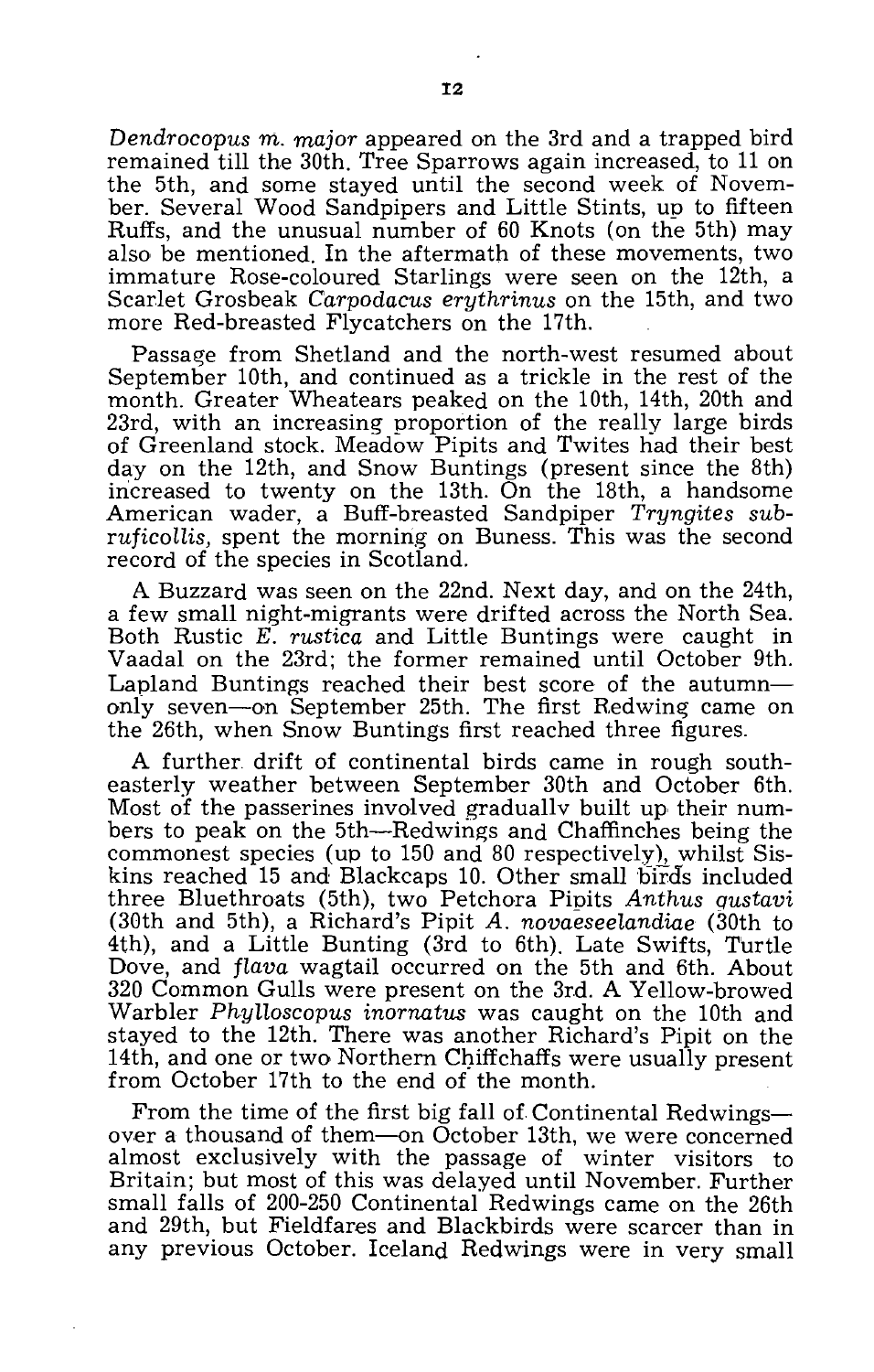*Dendrocopus m. major* appeared on the 3rd and a trapped bird remained till the 30th. Tree Sparrows again increased, to 11 on the 5th, and some stayed until the second week of November. Several Wood Sandpipers and Little Stints, up to fifteen Ruffs, and the unusual number of 60 Knots (on the 5th) may also be mentioned. In the aftermath of these movements, two immature Rose-coloured Starlings were seen on the 12th, a Scarlet Grosbeak *Carpodacus erythrinus* on the 15th, and two more Red-breasted Flycatchers on the 17th.

Passage from Shetland and the north-west resumed about September 10th, and continued as a trickle in the rest of the month. Greater Wheatears peaked on the 10th, 14th, 20th and 23rd, with an increasing proportion of the really large birds of Greenland stock. Meadow Pipits and Twites had their best day on the 12th, and Snow Buntings (present since the 8th) increased to twenty on the 13th. On the 18th, a handsome American wader, a Buff-breasted Sandpiper *Tryngites subruficollis,* spent the morning on Buness. This was the second record of the species in Scotland.

A Buzzard was seen on the 22nd. Next day, and on the 24th, a few small night-migrants were drifted across the North Sea. Both Rustic *E. rustica* and Little Buntings were caught in Vaadal on the 23rd; the former remained until October 9th. Lapland Buntings reached their best score of the autumn—only seven—on September 25th. The first Redwing came on the 26th, when Snow Buntings first reached three figures.

A further drift of continental birds came in rough south-easterly weather between September 30th and October 6th. Most of the passerines involved graduallv built up their numbers to peak on the 5th—Redwings and Chaffinches being the commonest species (up to 150 and 80 respectively), whilst Siskins reached 15 and Blackcaps 10. Other small birds included three Bluethroats (5th), two Petchora Pipits *Anthus gustavi* (30th and 5th), a Richard's Pipit *A. novaeseelandiae* (30th to 4th), and a Little Bunting (3rd to 6th). Late Swifts, Turtle Dove, and *flava* wagtail occurred on the 5th and 6th. About 320 Common Gulls were present on the 3rd. A Yellow-browed Warbler *Phylloscopus inornatus* was caught on the 10th and stayed to the 12th. There was another Richard's Pipit on the 14th, and one or two Northern Chiffchaffs were usually present from October 17th to the end of the month.

From the time of the first big fall of Continental Redwings—over a thousand of them—on October 13th, we were concerned almost exclusively with the passage of winter visitors to Britain; but most of this was delayed until November. Further small falls of 200-250 Continental Redwings came on the 26th and 29th, but Fieldfares and Blackbirds were scarcer than in any previous October. Iceland Redwings were in very small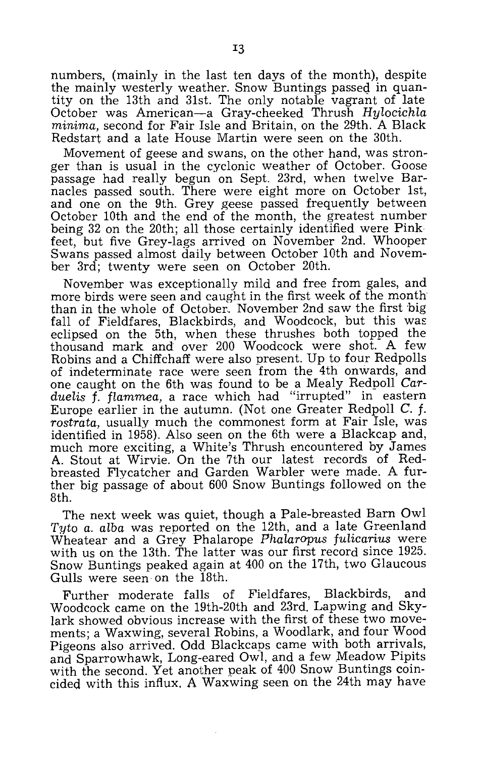numbers, (mainly in the last ten days of the month), despite the mainly westerly weather. Snow Buntings passed in quantity on the 13th and 31st. The only notable vagrant of late October was American—a Gray-cheeked Thrush *Hylocichla minima*, second for Fair Isle and Britain, on the 29th. A Black Redstart and a late House Martin were seen on the 30th.

Movement of geese and swans, on the other hand, was stronger than is usual in the cyclonic weather of October. Goose passage had really begun on Sept. 23rd, when twelve Barnacles passed south. There were eight more on October 1st, and one on the 9th. Grey geese passed frequently between October 10th and the end of the month, the greatest number being 32 on the 20th; all those certainly identified were Pink feet, but five Grey-lags arrived on November 2nd. Whooper Swans passed almost daily between October 10th and November 3rd; twenty were seen on October 20th.

November was exceptionally mild and free from gales, and more birds were seen and caught in the first week of the month than in the whole of October. November 2nd saw the first big fall of Fieldfares, Blackbirds, and Woodcock, but this was eclipsed on the 5th, when these thrushes both topped the thousand mark and over 200 Woodcock were shot. A few Robins and a Chiffchaff were also present. Up to four Redpolls of indeterminate race were seen from the 4th onwards, and one caught on the 6th was found to be a Mealy Redpoll *Carduelis f. flammea*, a race which had "irrupted" in eastern Europe earlier in the autumn. (Not one Greater Redpoll *C. f. rostrata*, usually much the commonest form at Fair Isle, was identified in 1958). Also seen on the 6th were a Blackcap and, much more exciting, a White's Thrush encountered by James A. Stout at Wirvie. On the 7th our latest records of Red-breasted Flycatcher and Garden Warbler were made. A further big passage of about 600 Snow Buntings followed on the 8th.

The next week was quiet, though a Pale-breasted Barn Owl *Tyto a. alba* was reported on the 12th, and a late Greenland Wheatear and a Grey Phalarope *Phalaropus fulicarius* were with us on the 13th. The latter was our first record since 1925. Snow Buntings peaked again at 400 on the 17th, two Glaucous Gulls were seen on the 18th.

Further moderate falls of Fieldfares, Blackbirds, and Woodcock came on the 19th-20th and 23rd. Lapwing and Skylark showed obvious increase with the first of these two movements; a Waxwing, several Robins, a Woodlark, and four Wood Pigeons also arrived. Odd Blackcaps came with both arrivals, and Sparrowhawk, Long-eared Owl, and a few Meadow Pipits with the second. Yet another peak of 400 Snow Buntings coincided with this influx. A Waxwing seen on the 24th may have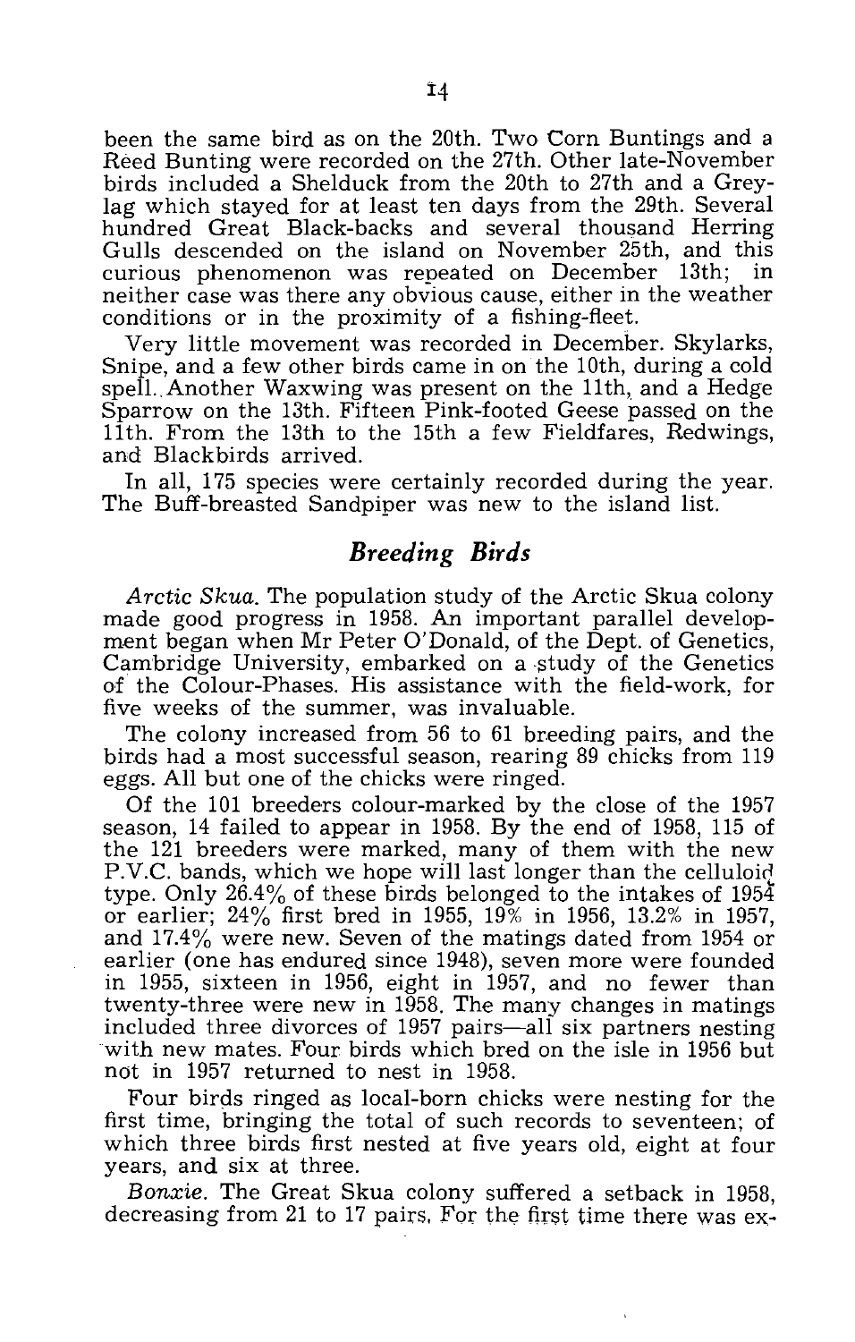been the same bird as on the 20th. Two Corn Buntings and a Reed Bunting were recorded on the 27th. Other late-November birds included a Shelduck from the 20th to 27th and a Grey-lag which stayed for at least ten days from the 29th. Several hundred Great Black-backs and several thousand Herring Gulls descended on the island on November 25th, and this curious phenomenon was repeated on December 13th; in neither case was there any obvious cause, either in the weather conditions or in the proximity of a fishing-fleet.

Very little movement was recorded in December. Skylarks, Snipe, and a few other birds came in on the 10th, during a cold spell. Another Waxwing was present on the 11th, and a Hedge Sparrow on the 13th. Fifteen Pink-footed Geese passed on the 11th. From the 13th to the 15th a few Fieldfares, Redwings, and Blackbirds arrived.

In all, 175 species were certainly recorded during the year. The Buff-breasted Sandpiper was new to the island list.

## Breeding Birds

*Arctic Skua.* The population study of the Arctic Skua colony made good progress in 1958. An important parallel development began when Mr Peter O'Donald, of the Dept. of Genetics, Cambridge University, embarked on a study of the Genetics of the Colour-Phases. His assistance with the field-work, for five weeks of the summer, was invaluable.

The colony increased from 56 to 61 breeding pairs, and the birds had a most successful season, rearing 89 chicks from 119 eggs. All but one of the chicks were ringed.

Of the 101 breeders colour-marked by the close of the 1957 season, 14 failed to appear in 1958. By the end of 1958, 115 of the 121 breeders were marked, many of them with the new P.V.C. bands, which we hope will last longer than the celluloid type. Only 26.4% of these birds belonged to the intakes of 1954 or earlier; 24% first bred in 1955, 19% in 1956, 13.2% in 1957, and 17.4% were new. Seven of the matings dated from 1954 or earlier (one has endured since 1948), seven more were founded in 1955, sixteen in 1956, eight in 1957, and no fewer than twenty-three were new in 1958. The many changes in matings included three divorces of 1957 pairs—all six partners nesting with new mates. Four birds which bred on the isle in 1956 but not in 1957 returned to nest in 1958.

Four birds ringed as local-born chicks were nesting for the first time, bringing the total of such records to seventeen; of which three birds first nested at five years old, eight at four years, and six at three.

*Bonxie.* The Great Skua colony suffered a setback in 1958, decreasing from 21 to 17 pairs. For the first time there was ex-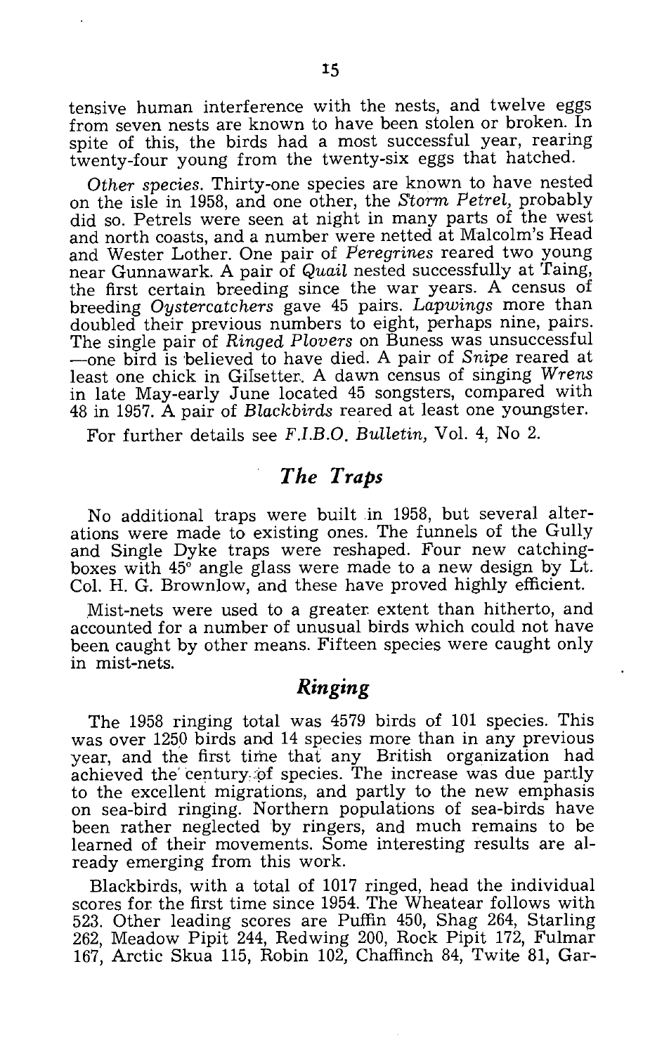tensive human interference with the nests, and twelve eggs from seven nests are known to have been stolen or broken. In spite of this, the birds had a most successful year, rearing twenty-four young from the twenty-six eggs that hatched.

*Other species.* Thirty-one species are known to have nested on the isle in 1958, and one other, the *Storm Petrel*, probably did so. Petrels were seen at night in many parts of the west and north coasts, and a number were netted at Malcolm's Head and Wester Lother. One pair of *Peregrines* reared two young near Gunnawark. A pair of *Quail* nested successfully at Taing, the first certain breeding since the war years. A census of breeding *Oystercatchers* gave 45 pairs. *Lapwings* more than doubled their previous numbers to eight, perhaps nine, pairs. The single pair of *Ringed Plovers* on Buness was unsuccessful —one bird is believed to have died. A pair of *Snipe* reared at least one chick in Gilsetter. A dawn census of singing *Wrens* in late May-early June located 45 songsters, compared with 48 in 1957. A pair of *Blackbirds* reared at least one youngster.

For further details see *F.I.B.O. Bulletin*, Vol. 4, No 2.

## *The Traps*

No additional traps were built in 1958, but several alterations were made to existing ones. The funnels of the Gully and Single Dyke traps were reshaped. Four new catching-boxes with 45° angle glass were made to a new design by Lt. Col. H. G. Brownlow, and these have proved highly efficient.

Mist-nets were used to a greater extent than hitherto, and accounted for a number of unusual birds which could not have been caught by other means. Fifteen species were caught only in mist-nets.

## *Ringing*

The 1958 ringing total was 4579 birds of 101 species. This was over 1250 birds and 14 species more than in any previous year, and the first time that any British organization had achieved the century of species. The increase was due partly to the excellent migrations, and partly to the new emphasis on sea-bird ringing. Northern populations of sea-birds have been rather neglected by ringers, and much remains to be learned of their movements. Some interesting results are already emerging from this work.

Blackbirds, with a total of 1017 ringed, head the individual scores for the first time since 1954. The Wheatear follows with 523. Other leading scores are Puffin 450, Shag 264, Starling 262, Meadow Pipit 244, Redwing 200, Rock Pipit 172, Fulmar 167, Arctic Skua 115, Robin 102, Chaffinch 84, Twite 81, Gar-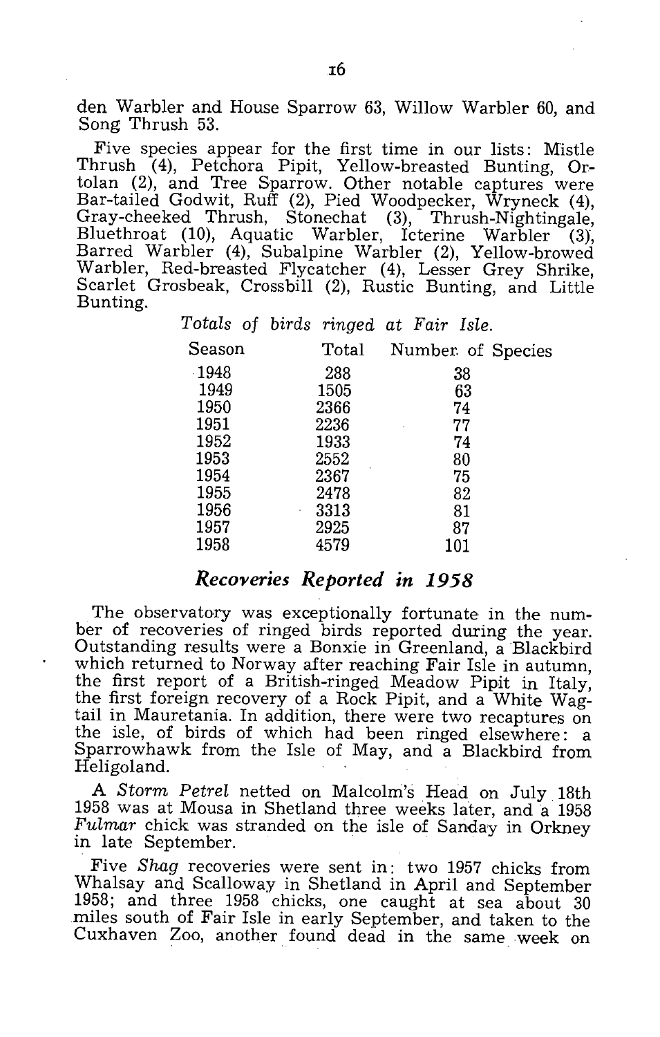den Warbler and House Sparrow 63, Willow Warbler 60, and Song Thrush 53.

Five species appear for the first time in our lists: Mistle Thrush (4), Petchora Pipit, Yellow-breasted Bunting, Ortolan (2), and Tree Sparrow. Other notable captures were Bar-tailed Godwit, Ruff (2), Pied Woodpecker, Wryneck (4), Gray-cheeked Thrush, Stonechat (3), Thrush-Nightingale, Bluethroat (10), Aquatic Warbler, Icterine Warbler (3), Barred Warbler (4), Subalpine Warbler (2), Yellow-browed Warbler, Red-breasted Flycatcher (4), Lesser Grey Shrike, Scarlet Grosbeak, Crossbill (2), Rustic Bunting, and Little Bunting.

*Totals of birds ringed at Fair Isle.*

| Season | Total | Number of Species |
|---|---|---|
| 1948 | 288 | 38 |
| 1949 | 1505 | 63 |
| 1950 | 2366 | 74 |
| 1951 | 2236 | 77 |
| 1952 | 1933 | 74 |
| 1953 | 2552 | 80 |
| 1954 | 2367 | 75 |
| 1955 | 2478 | 82 |
| 1956 | 3313 | 81 |
| 1957 | 2925 | 87 |
| 1958 | 4579 | 101 |

## *Recoveries Reported in 1958*

The observatory was exceptionally fortunate in the number of recoveries of ringed birds reported during the year. Outstanding results were a Bonxie in Greenland, a Blackbird which returned to Norway after reaching Fair Isle in autumn, the first report of a British-ringed Meadow Pipit in Italy, the first foreign recovery of a Rock Pipit, and a White Wagtail in Mauretania. In addition, there were two recaptures on the isle, of birds of which had been ringed elsewhere: a Sparrowhawk from the Isle of May, and a Blackbird from Heligoland.

A *Storm Petrel* netted on Malcolm's Head on July 18th 1958 was at Mousa in Shetland three weeks later, and a 1958 *Fulmar* chick was stranded on the isle of Sanday in Orkney in late September.

Five *Shag* recoveries were sent in: two 1957 chicks from Whalsay and Scalloway in Shetland in April and September 1958; and three 1958 chicks, one caught at sea about 30 miles south of Fair Isle in early September, and taken to the Cuxhaven Zoo, another found dead in the same week on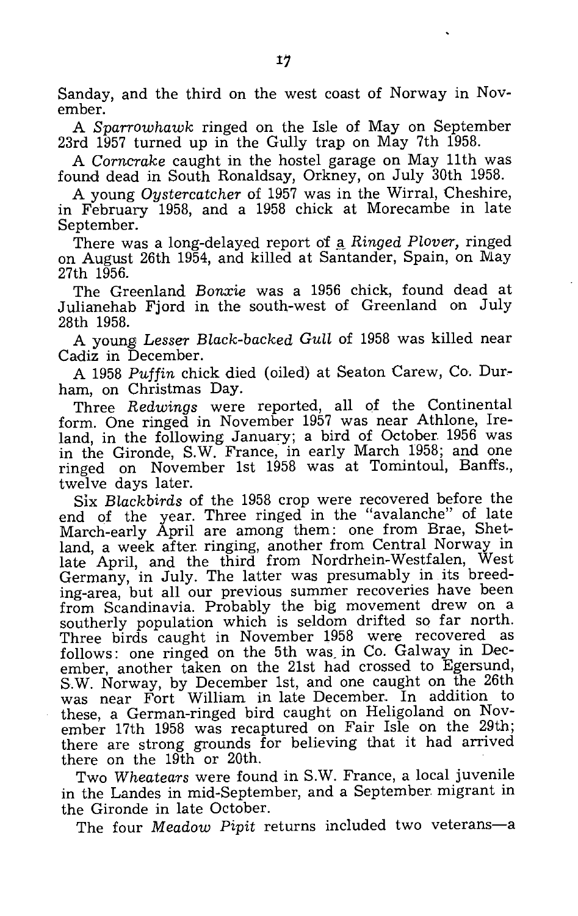Sanday, and the third on the west coast of Norway in November.

A *Sparrowhawk* ringed on the Isle of May on September 23rd 1957 turned up in the Gully trap on May 7th 1958.

A *Corncrake* caught in the hostel garage on May 11th was found dead in South Ronaldsay, Orkney, on July 30th 1958.

A young *Oystercatcher* of 1957 was in the Wirral, Cheshire, in February 1958, and a 1958 chick at Morecambe in late September.

There was a long-delayed report of a *Ringed Plover,* ringed on August 26th 1954, and killed at Santander, Spain, on May 27th 1956.

The Greenland *Bonxie* was a 1956 chick, found dead at Julianehab Fjord in the south-west of Greenland on July 28th 1958.

A young *Lesser Black-backed Gull* of 1958 was killed near Cadiz in December.

A 1958 *Puffin* chick died (oiled) at Seaton Carew, Co. Durham, on Christmas Day.

Three *Redwings* were reported, all of the Continental form. One ringed in November 1957 was near Athlone, Ireland, in the following January; a bird of October 1956 was in the Gironde, S.W. France, in early March 1958; and one ringed on November 1st 1958 was at Tomintoul, Banffs., twelve days later.

Six *Blackbirds* of the 1958 crop were recovered before the end of the year. Three ringed in the "avalanche" of late March-early April are among them: one from Brae, Shetland, a week after ringing, another from Central Norway in late April, and the third from Nordrhein-Westfalen, West Germany, in July. The latter was presumably in its breeding-area, but all our previous summer recoveries have been from Scandinavia. Probably the big movement drew on a southerly population which is seldom drifted so far north. Three birds caught in November 1958 were recovered as follows: one ringed on the 5th was in Co. Galway in December, another taken on the 21st had crossed to Egersund, S.W. Norway, by December 1st, and one caught on the 26th was near Fort William in late December. In addition to these, a German-ringed bird caught on Heligoland on November 17th 1958 was recaptured on Fair Isle on the 29th; there are strong grounds for believing that it had arrived there on the 19th or 20th.

Two *Wheatears* were found in S.W. France, a local juvenile in the Landes in mid-September, and a September migrant in the Gironde in late October.

The four *Meadow Pipit* returns included two veterans—a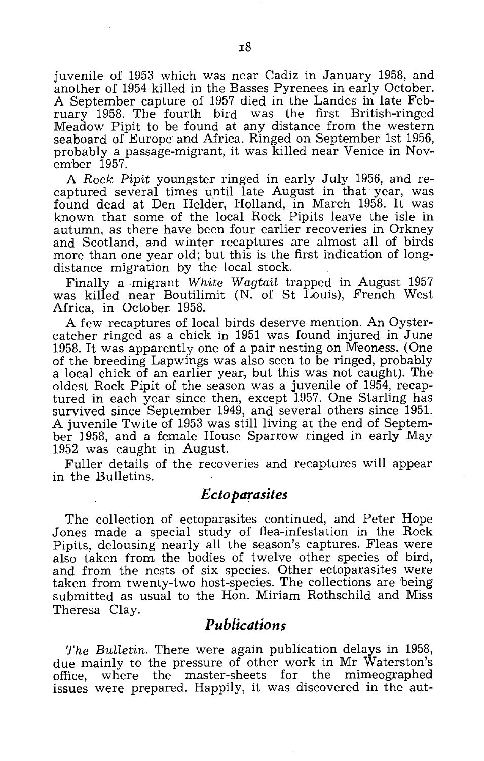juvenile of 1953 which was near Cadiz in January 1958, and another of 1954 killed in the Basses Pyrenees in early October. A September capture of 1957 died in the Landes in late February 1958. The fourth bird was the first British-ringed Meadow Pipit to be found at any distance from the western seaboard of Europe and Africa. Ringed on September 1st 1956, probably a passage-migrant, it was killed near Venice in November 1957.

A *Rock Pipit* youngster ringed in early July 1956, and recaptured several times until late August in that year, was found dead at Den Helder, Holland, in March 1958. It was known that some of the local Rock Pipits leave the isle in autumn, as there have been four earlier recoveries in Orkney and Scotland, and winter recaptures are almost all of birds more than one year old; but this is the first indication of long-distance migration by the local stock.

Finally a migrant *White Wagtail* trapped in August 1957 was killed near Boutilimit (N. of St Louis), French West Africa, in October 1958.

A few recaptures of local birds deserve mention. An Oystercatcher ringed as a chick in 1951 was found injured in June 1958. It was apparently one of a pair nesting on Meoness. (One of the breeding Lapwings was also seen to be ringed, probably a local chick of an earlier year, but this was not caught). The oldest Rock Pipit of the season was a juvenile of 1954, recaptured in each year since then, except 1957. One Starling has survived since September 1949, and several others since 1951. A juvenile Twite of 1953 was still living at the end of September 1958, and a female House Sparrow ringed in early May 1952 was caught in August.

Fuller details of the recoveries and recaptures will appear in the Bulletins.

## Ectoparasites

The collection of ectoparasites continued, and Peter Hope Jones made a special study of flea-infestation in the Rock Pipits, delousing nearly all the season's captures. Fleas were also taken from the bodies of twelve other species of bird, and from the nests of six species. Other ectoparasites were taken from twenty-two host-species. The collections are being submitted as usual to the Hon. Miriam Rothschild and Miss Theresa Clay.

## Publications

*The Bulletin.* There were again publication delays in 1958, due mainly to the pressure of other work in Mr Waterston's office, where the master-sheets for the mimeographed issues were prepared. Happily, it was discovered in the aut-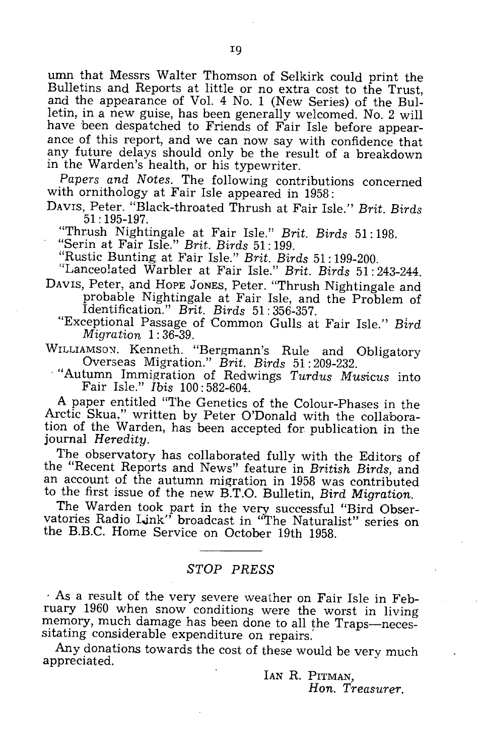umn that Messrs Walter Thomson of Selkirk could print the Bulletins and Reports at little or no extra cost to the Trust, and the appearance of Vol. 4 No. 1 (New Series) of the Bulletin, in a new guise, has been generally welcomed. No. 2 will have been despatched to Friends of Fair Isle before appearance of this report, and we can now say with confidence that any future delays should only be the result of a breakdown in the Warden's health, or his typewriter.

*Papers and Notes.* The following contributions concerned with ornithology at Fair Isle appeared in 1958:

DAVIS, Peter. "Black-throated Thrush at Fair Isle." *Brit. Birds* 51:195-197.

"Thrush Nightingale at Fair Isle." *Brit. Birds* 51:198.

"Serin at Fair Isle." *Brit. Birds* 51:199.

"Rustic Bunting at Fair Isle." *Brit. Birds* 51:199-200.

"Lanceolated Warbler at Fair Isle." *Brit. Birds* 51:243-244.

DAVIS, Peter, and HOPE JONES, Peter. "Thrush Nightingale and probable Nightingale at Fair Isle, and the Problem of Identification." *Brit. Birds* 51:356-357.

"Exceptional Passage of Common Gulls at Fair Isle." *Bird Migration* 1:36-39.

WILLIAMSON. Kenneth. "Bergmann's Rule and Obligatory Overseas Migration." *Brit. Birds* 51:209-232.

"Autumn Immigration of Redwings *Turdus Musicus* into Fair Isle." *Ibis* 100:582-604.

A paper entitled "The Genetics of the Colour-Phases in the Arctic Skua," written by Peter O'Donald with the collaboration of the Warden, has been accepted for publication in the journal *Heredity*.

The observatory has collaborated fully with the Editors of the "Recent Reports and News" feature in *British Birds*, and an account of the autumn migration in 1958 was contributed to the first issue of the new B.T.O. Bulletin, *Bird Migration*.

The Warden took part in the very successful "Bird Observatories Radio Link" broadcast in "The Naturalist" series on the B.B.C. Home Service on October 19th 1958.

---

## *STOP PRESS*

As a result of the very severe weather on Fair Isle in February 1960 when snow conditions were the worst in living memory, much damage has been done to all the Traps—necessitating considerable expenditure on repairs.

Any donations towards the cost of these would be very much appreciated.

IAN R. PITMAN,
*Hon. Treasurer.*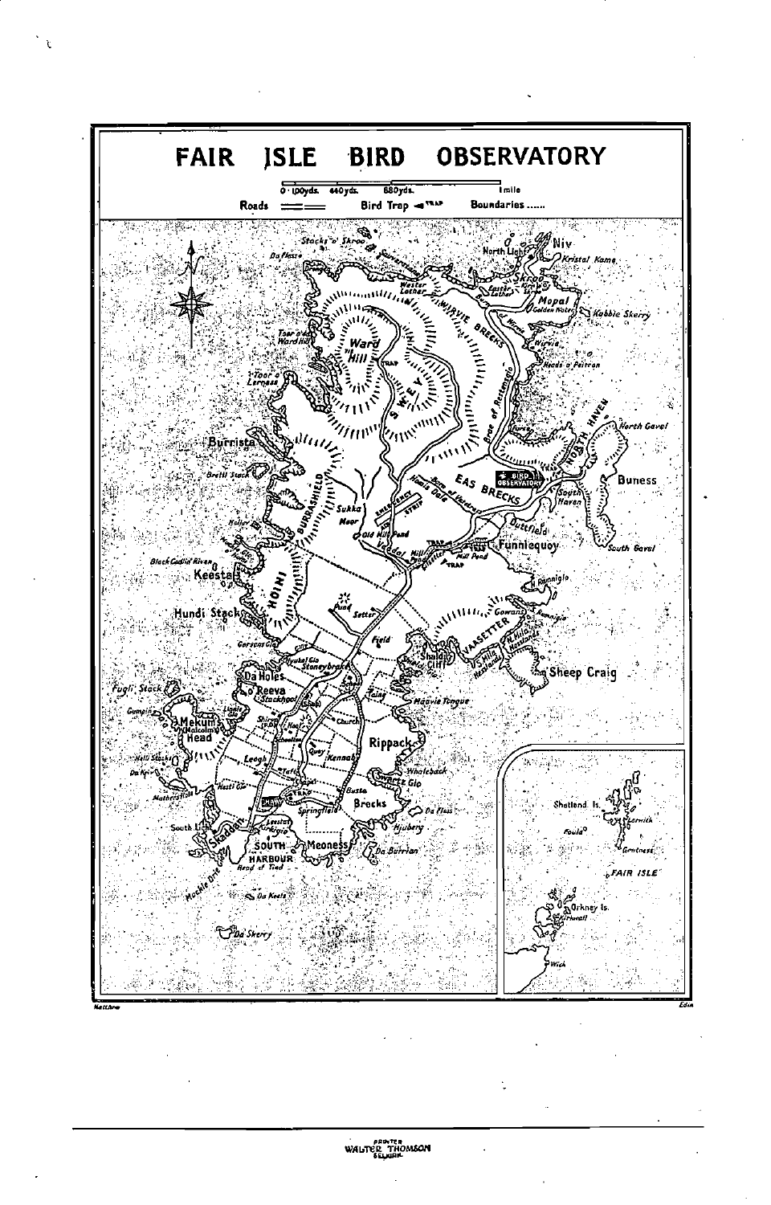# FAIR ISLE BIRD OBSERVATORY

0 · 100yds. 440yds. 880yds. 1 mile

Roads ═══ Bird Trap ◄TRAP Boundaries ......

Stacks o' Skroo

Da Flesse

Niv

North Light

Kristal Kame

Wester Lother

Skroo

Easter Lother

Mopal

Golden Water

Kabbie Skerry

Toor o' Ward Hill

Ward Hill

WIRVIE BRECKS

Wirvie

Heads o' Peitron

Toor o' Lerness

SWEY

Brae of Restensgeo

North Gavel

NORTH HAVEN

Burrista

Brettl Stack

BURRASHIELD

EMERGENCY AIR STRIP

Homis Gate

Burn of Vaadal

EAS BRECKS

BIRD OBSERVATORY

Buness

South Haven

Sukka Moor

Old Mill Pond

Buttfield

Funniequoy

South Gavel

Vaadal Mill Pond

Black Guillemot River

Keesta

HOINI

Setter

Hundi Stack

Field

Gowans

VAASETTER

Shalstane Cliff

Sheep Craig

Da Holes

Stoneybrake

Fugli Stack

Reeva

Stackhool

Maavie Tongue

Mekum's Head

Church

Rippack

Leogh

Kennaby

Whaleback

Swartz Glo

Brecks

Busta

Springfield

Da Flaes

Hjuberg

South Lighthouse

Skadan

SOUTH HARBOUR

Meoness

Da Burrian

Da Keels

Da Skerry

Shetland Is.

Lerwick

Foula

Grutness

FAIR ISLE

Orkney Is.

Kirkwall

Wick

PRINTER
WALTER THOMSON
SELKIRK